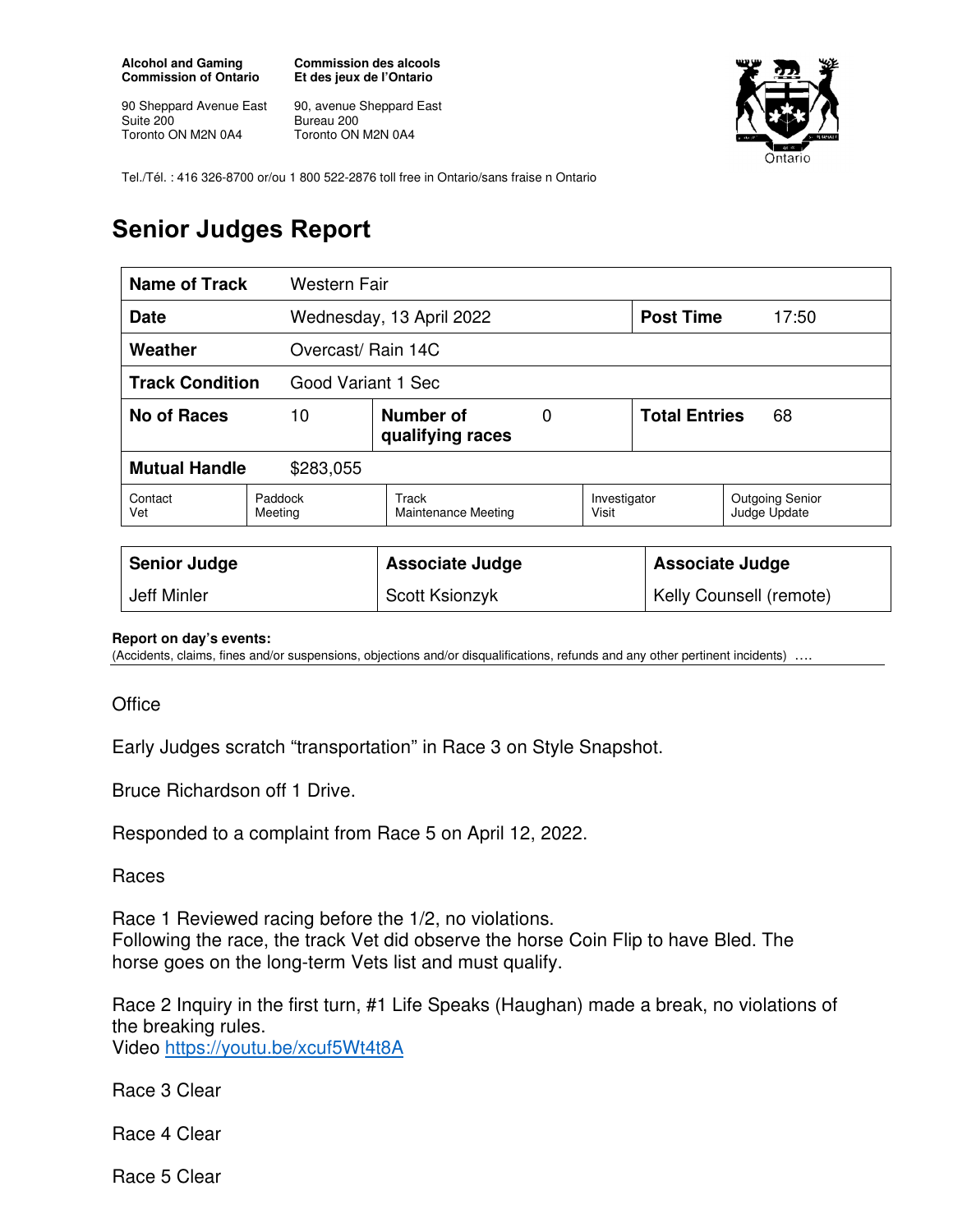**Alcohol and Gaming Commission of Ontario**

90 Sheppard Avenue East
Suite 200
Toronto ON M2N 0A4

**Commission des alcools Et des jeux de l'Ontario**

90, avenue Sheppard East
Bureau 200
Toronto ON M2N 0A4

Tel./Tél. : 416 326-8700 or/ou 1 800 522-2876 toll free in Ontario/sans fraise n Ontario

# Senior Judges Report

| **Name of Track** | Western Fair | | | | |
|---|---|---|---|---|---|
| **Date** | Wednesday, 13 April 2022 | | | **Post Time** | 17:50 |
| **Weather** | Overcast/ Rain 14C | | | | |
| **Track Condition** | Good Variant 1 Sec | | | | |
| **No of Races** | 10 | **Number of qualifying races** | 0 | **Total Entries** | 68 |
| **Mutual Handle** | $283,055 | | | | |
| Contact Vet | Paddock Meeting | Track Maintenance Meeting | Investigator Visit | Outgoing Senior Judge Update | |

| **Senior Judge** | **Associate Judge** | **Associate Judge** |
|---|---|---|
| Jeff Minler | Scott Ksionzyk | Kelly Counsell (remote) |

**Report on day's events:**
(Accidents, claims, fines and/or suspensions, objections and/or disqualifications, refunds and any other pertinent incidents) ….

Office

Early Judges scratch "transportation" in Race 3 on Style Snapshot.

Bruce Richardson off 1 Drive.

Responded to a complaint from Race 5 on April 12, 2022.

Races

Race 1 Reviewed racing before the 1/2, no violations.
Following the race, the track Vet did observe the horse Coin Flip to have Bled. The horse goes on the long-term Vets list and must qualify.

Race 2 Inquiry in the first turn, #1 Life Speaks (Haughan) made a break, no violations of the breaking rules.
Video https://youtu.be/xcuf5Wt4t8A

Race 3 Clear

Race 4 Clear

Race 5 Clear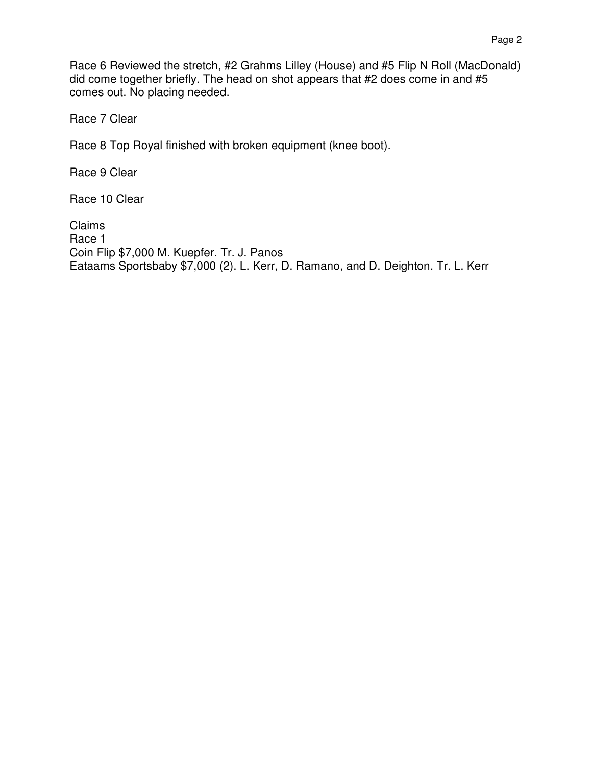Race 6 Reviewed the stretch, #2 Grahms Lilley (House) and #5 Flip N Roll (MacDonald) did come together briefly. The head on shot appears that #2 does come in and #5 comes out. No placing needed.

Race 7 Clear

Race 8 Top Royal finished with broken equipment (knee boot).

Race 9 Clear

Race 10 Clear

Claims
Race 1
Coin Flip $7,000 M. Kuepfer. Tr. J. Panos
Eataams Sportsbaby $7,000 (2). L. Kerr, D. Ramano, and D. Deighton. Tr. L. Kerr